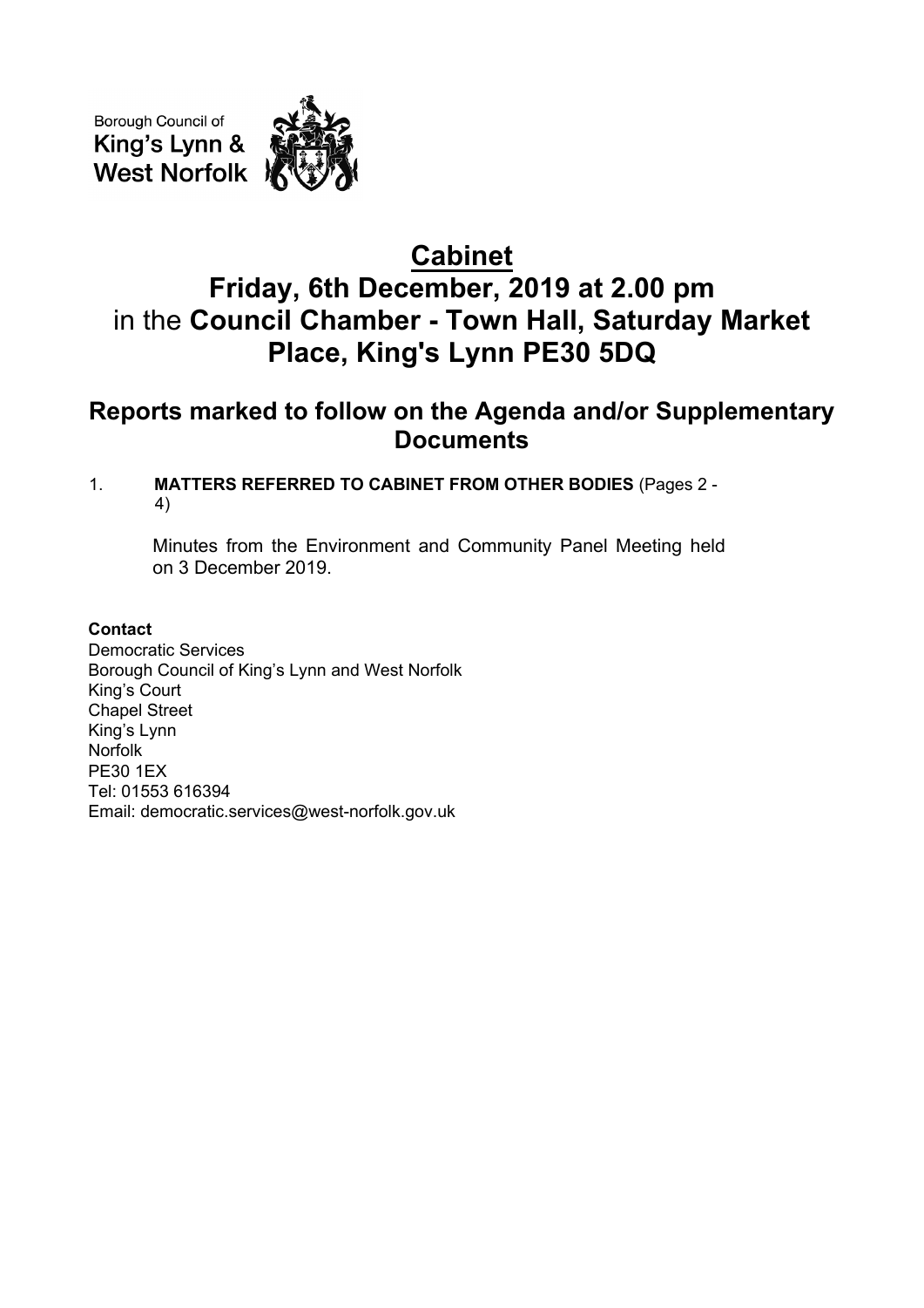Borough Council of
King's Lynn &
West Norfolk

# Cabinet

# Friday, 6th December, 2019 at 2.00 pm

# in the **Council Chamber - Town Hall, Saturday Market Place, King's Lynn PE30 5DQ**

## Reports marked to follow on the Agenda and/or Supplementary Documents

1. **MATTERS REFERRED TO CABINET FROM OTHER BODIES** (Pages 2 - 4)

   Minutes from the Environment and Community Panel Meeting held on 3 December 2019.

**Contact**
Democratic Services
Borough Council of King's Lynn and West Norfolk
King's Court
Chapel Street
King's Lynn
Norfolk
PE30 1EX
Tel: 01553 616394
Email: democratic.services@west-norfolk.gov.uk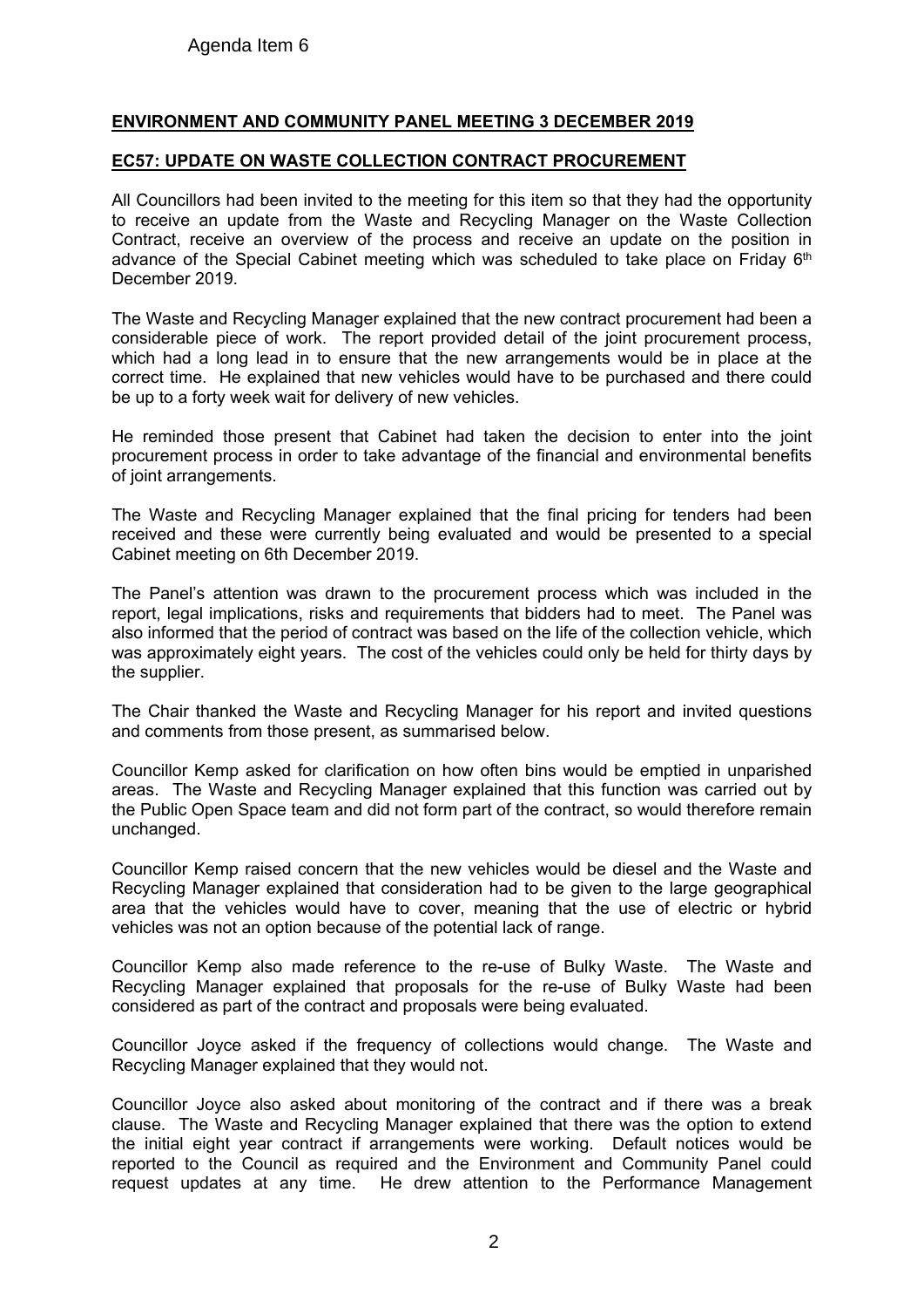Agenda Item 6

**ENVIRONMENT AND COMMUNITY PANEL MEETING 3 DECEMBER 2019**

**EC57: UPDATE ON WASTE COLLECTION CONTRACT PROCUREMENT**

All Councillors had been invited to the meeting for this item so that they had the opportunity to receive an update from the Waste and Recycling Manager on the Waste Collection Contract, receive an overview of the process and receive an update on the position in advance of the Special Cabinet meeting which was scheduled to take place on Friday 6th December 2019.

The Waste and Recycling Manager explained that the new contract procurement had been a considerable piece of work. The report provided detail of the joint procurement process, which had a long lead in to ensure that the new arrangements would be in place at the correct time. He explained that new vehicles would have to be purchased and there could be up to a forty week wait for delivery of new vehicles.

He reminded those present that Cabinet had taken the decision to enter into the joint procurement process in order to take advantage of the financial and environmental benefits of joint arrangements.

The Waste and Recycling Manager explained that the final pricing for tenders had been received and these were currently being evaluated and would be presented to a special Cabinet meeting on 6th December 2019.

The Panel's attention was drawn to the procurement process which was included in the report, legal implications, risks and requirements that bidders had to meet. The Panel was also informed that the period of contract was based on the life of the collection vehicle, which was approximately eight years. The cost of the vehicles could only be held for thirty days by the supplier.

The Chair thanked the Waste and Recycling Manager for his report and invited questions and comments from those present, as summarised below.

Councillor Kemp asked for clarification on how often bins would be emptied in unparished areas. The Waste and Recycling Manager explained that this function was carried out by the Public Open Space team and did not form part of the contract, so would therefore remain unchanged.

Councillor Kemp raised concern that the new vehicles would be diesel and the Waste and Recycling Manager explained that consideration had to be given to the large geographical area that the vehicles would have to cover, meaning that the use of electric or hybrid vehicles was not an option because of the potential lack of range.

Councillor Kemp also made reference to the re-use of Bulky Waste. The Waste and Recycling Manager explained that proposals for the re-use of Bulky Waste had been considered as part of the contract and proposals were being evaluated.

Councillor Joyce asked if the frequency of collections would change. The Waste and Recycling Manager explained that they would not.

Councillor Joyce also asked about monitoring of the contract and if there was a break clause. The Waste and Recycling Manager explained that there was the option to extend the initial eight year contract if arrangements were working. Default notices would be reported to the Council as required and the Environment and Community Panel could request updates at any time. He drew attention to the Performance Management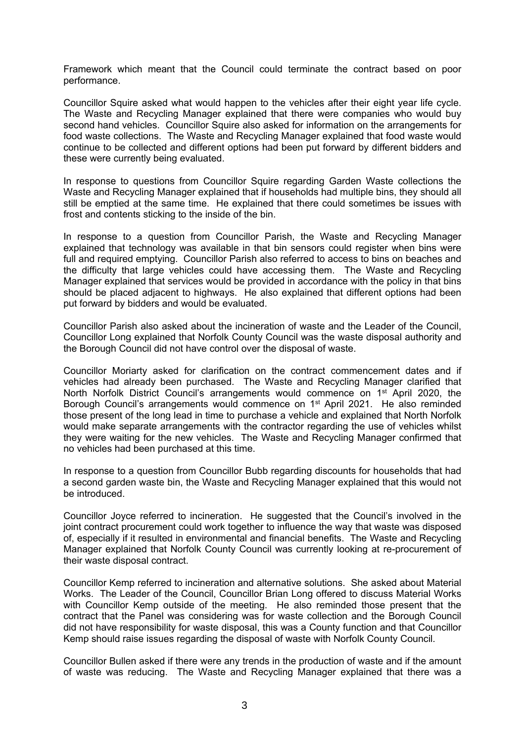Framework which meant that the Council could terminate the contract based on poor performance.

Councillor Squire asked what would happen to the vehicles after their eight year life cycle. The Waste and Recycling Manager explained that there were companies who would buy second hand vehicles. Councillor Squire also asked for information on the arrangements for food waste collections. The Waste and Recycling Manager explained that food waste would continue to be collected and different options had been put forward by different bidders and these were currently being evaluated.

In response to questions from Councillor Squire regarding Garden Waste collections the Waste and Recycling Manager explained that if households had multiple bins, they should all still be emptied at the same time. He explained that there could sometimes be issues with frost and contents sticking to the inside of the bin.

In response to a question from Councillor Parish, the Waste and Recycling Manager explained that technology was available in that bin sensors could register when bins were full and required emptying. Councillor Parish also referred to access to bins on beaches and the difficulty that large vehicles could have accessing them. The Waste and Recycling Manager explained that services would be provided in accordance with the policy in that bins should be placed adjacent to highways. He also explained that different options had been put forward by bidders and would be evaluated.

Councillor Parish also asked about the incineration of waste and the Leader of the Council, Councillor Long explained that Norfolk County Council was the waste disposal authority and the Borough Council did not have control over the disposal of waste.

Councillor Moriarty asked for clarification on the contract commencement dates and if vehicles had already been purchased. The Waste and Recycling Manager clarified that North Norfolk District Council's arrangements would commence on 1st April 2020, the Borough Council's arrangements would commence on 1st April 2021. He also reminded those present of the long lead in time to purchase a vehicle and explained that North Norfolk would make separate arrangements with the contractor regarding the use of vehicles whilst they were waiting for the new vehicles. The Waste and Recycling Manager confirmed that no vehicles had been purchased at this time.

In response to a question from Councillor Bubb regarding discounts for households that had a second garden waste bin, the Waste and Recycling Manager explained that this would not be introduced.

Councillor Joyce referred to incineration. He suggested that the Council's involved in the joint contract procurement could work together to influence the way that waste was disposed of, especially if it resulted in environmental and financial benefits. The Waste and Recycling Manager explained that Norfolk County Council was currently looking at re-procurement of their waste disposal contract.

Councillor Kemp referred to incineration and alternative solutions. She asked about Material Works. The Leader of the Council, Councillor Brian Long offered to discuss Material Works with Councillor Kemp outside of the meeting. He also reminded those present that the contract that the Panel was considering was for waste collection and the Borough Council did not have responsibility for waste disposal, this was a County function and that Councillor Kemp should raise issues regarding the disposal of waste with Norfolk County Council.

Councillor Bullen asked if there were any trends in the production of waste and if the amount of waste was reducing. The Waste and Recycling Manager explained that there was a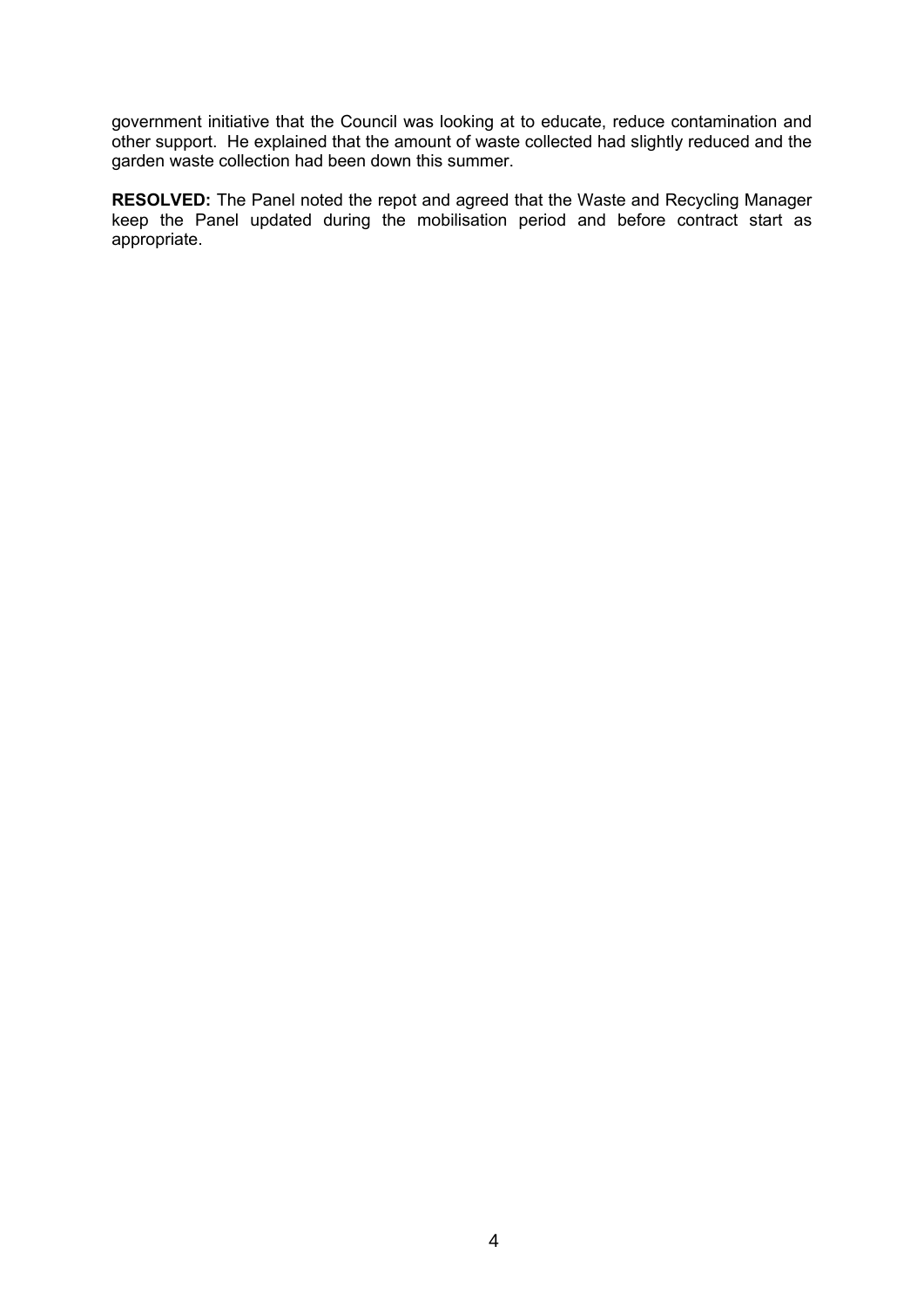government initiative that the Council was looking at to educate, reduce contamination and other support. He explained that the amount of waste collected had slightly reduced and the garden waste collection had been down this summer.

**RESOLVED:** The Panel noted the repot and agreed that the Waste and Recycling Manager keep the Panel updated during the mobilisation period and before contract start as appropriate.